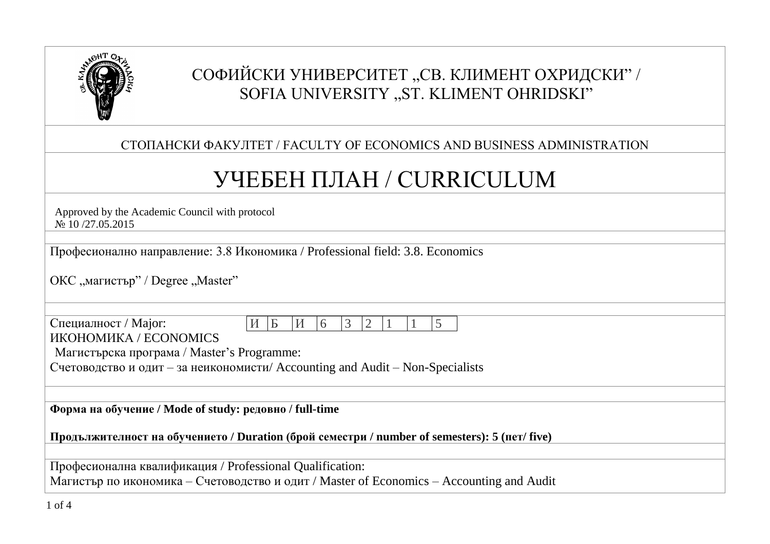# СОФИЙСКИ УНИВЕРСИТЕТ „СВ. КЛИМЕНТ ОХРИДСКИ” / SOFIA UNIVERSITY „ST. KLIMENT OHRIDSKI”

СТОПАНСКИ ФАКУЛТЕТ / FACULTY OF ECONOMICS AND BUSINESS ADMINISTRATION

# УЧЕБЕН ПЛАН / CURRICULUM

Approved by the Academic Council with protocol
№ 10 /27.05.2015

Професионално направление: 3.8 Икономика / Professional field: 3.8. Economics

ОКС „магистър” / Degree „Master”

Специалност / Major:

| И | Б | И | 6 | 3 | 2 | 1 | 1 | 5 |
|---|---|---|---|---|---|---|---|---|

ИКОНОМИКА / ECONOMICS

Магистърска програма / Master’s Programme:

Счетоводство и одит – за неикономисти/ Accounting and Audit – Non-Specialists

**Форма на обучение / Mode of study: редовно / full-time**

**Продължителност на обучението / Duration (брой семестри / number of semesters): 5 (пет/ five)**

Професионална квалификация / Professional Qualification:

Магистър по икономика – Счетоводство и одит / Master of Economics – Accounting and Audit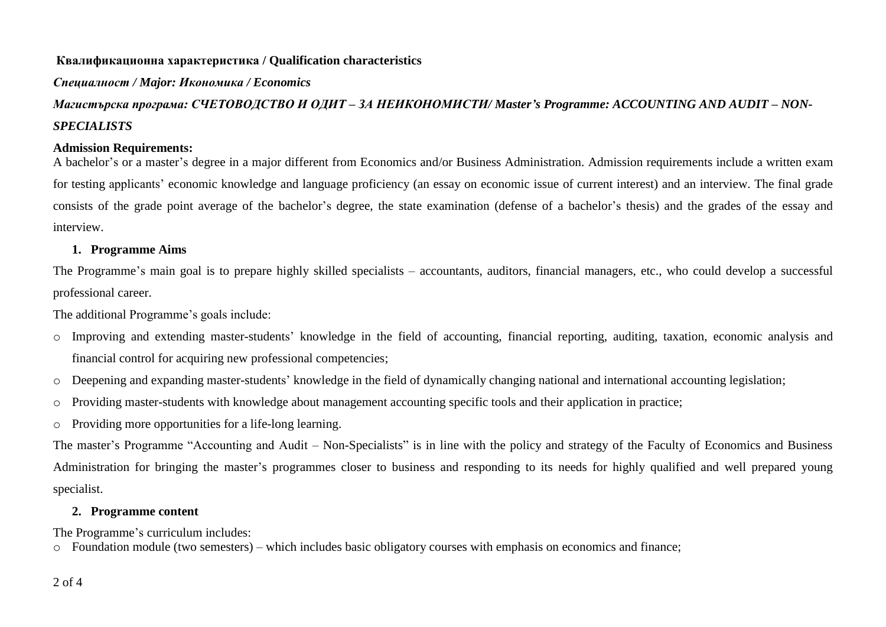**Квалификационна характеристика / Qualification characteristics**

***Специалност / Major: Икономика / Economics***

***Магистърска програма: СЧЕТОВОДСТВО И ОДИТ – ЗА НЕИКОНОМИСТИ/ Master's Programme: ACCOUNTING AND AUDIT – NON-SPECIALISTS***

**Admission Requirements:**
A bachelor's or a master's degree in a major different from Economics and/or Business Administration. Admission requirements include a written exam for testing applicants' economic knowledge and language proficiency (an essay on economic issue of current interest) and an interview. The final grade consists of the grade point average of the bachelor's degree, the state examination (defense of a bachelor's thesis) and the grades of the essay and interview.

## 1. Programme Aims

The Programme's main goal is to prepare highly skilled specialists – accountants, auditors, financial managers, etc., who could develop a successful professional career.

The additional Programme's goals include:

- Improving and extending master-students' knowledge in the field of accounting, financial reporting, auditing, taxation, economic analysis and financial control for acquiring new professional competencies;
- Deepening and expanding master-students' knowledge in the field of dynamically changing national and international accounting legislation;
- Providing master-students with knowledge about management accounting specific tools and their application in practice;
- Providing more opportunities for a life-long learning.

The master's Programme "Accounting and Audit – Non-Specialists" is in line with the policy and strategy of the Faculty of Economics and Business Administration for bringing the master's programmes closer to business and responding to its needs for highly qualified and well prepared young specialist.

## 2. Programme content

The Programme's curriculum includes:
- Foundation module (two semesters) – which includes basic obligatory courses with emphasis on economics and finance;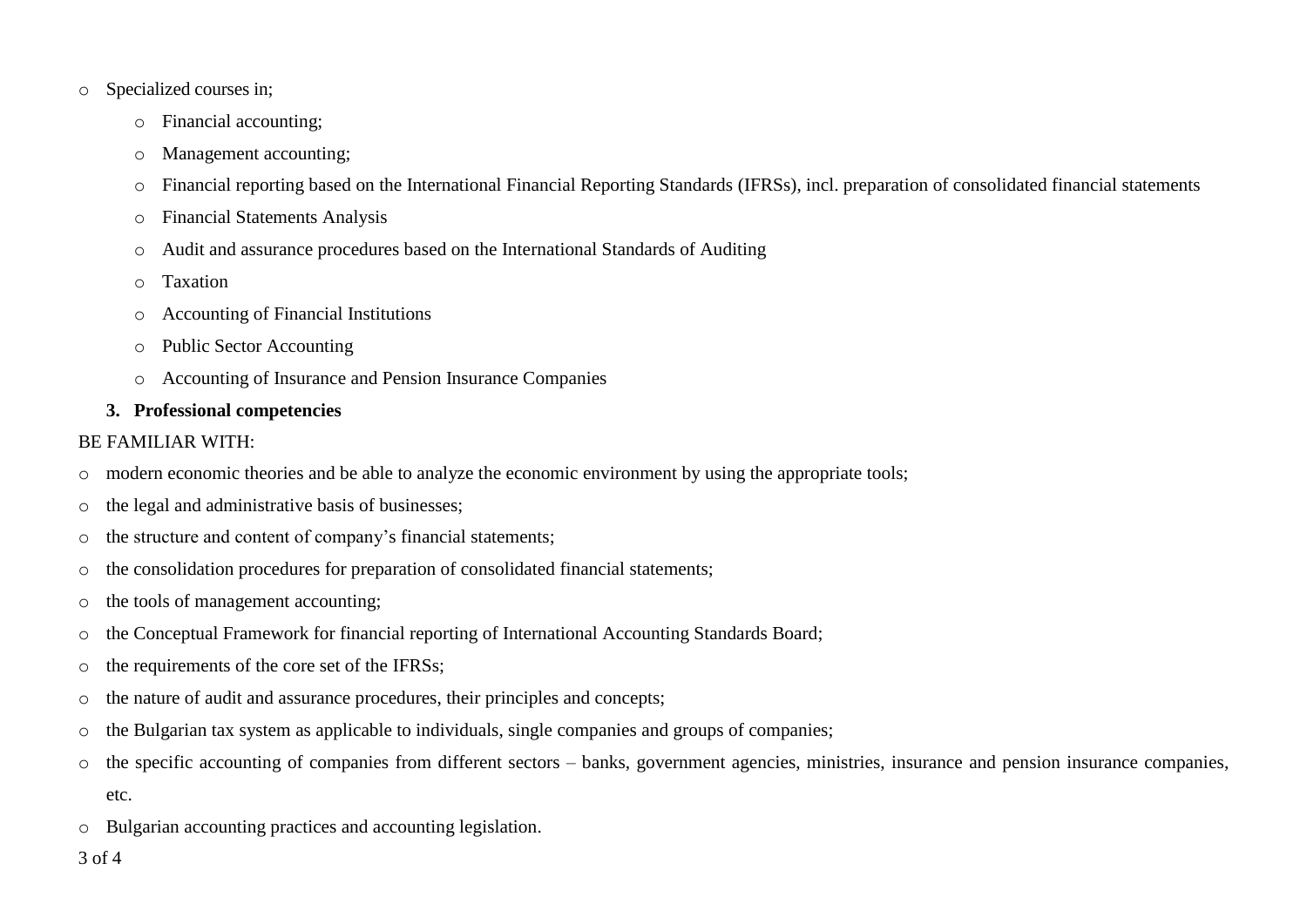- Specialized courses in;
  - Financial accounting;
  - Management accounting;
  - Financial reporting based on the International Financial Reporting Standards (IFRSs), incl. preparation of consolidated financial statements
  - Financial Statements Analysis
  - Audit and assurance procedures based on the International Standards of Auditing
  - Taxation
  - Accounting of Financial Institutions
  - Public Sector Accounting
  - Accounting of Insurance and Pension Insurance Companies

3. **Professional competencies**

BE FAMILIAR WITH:

- modern economic theories and be able to analyze the economic environment by using the appropriate tools;
- the legal and administrative basis of businesses;
- the structure and content of company's financial statements;
- the consolidation procedures for preparation of consolidated financial statements;
- the tools of management accounting;
- the Conceptual Framework for financial reporting of International Accounting Standards Board;
- the requirements of the core set of the IFRSs;
- the nature of audit and assurance procedures, their principles and concepts;
- the Bulgarian tax system as applicable to individuals, single companies and groups of companies;
- the specific accounting of companies from different sectors – banks, government agencies, ministries, insurance and pension insurance companies, etc.
- Bulgarian accounting practices and accounting legislation.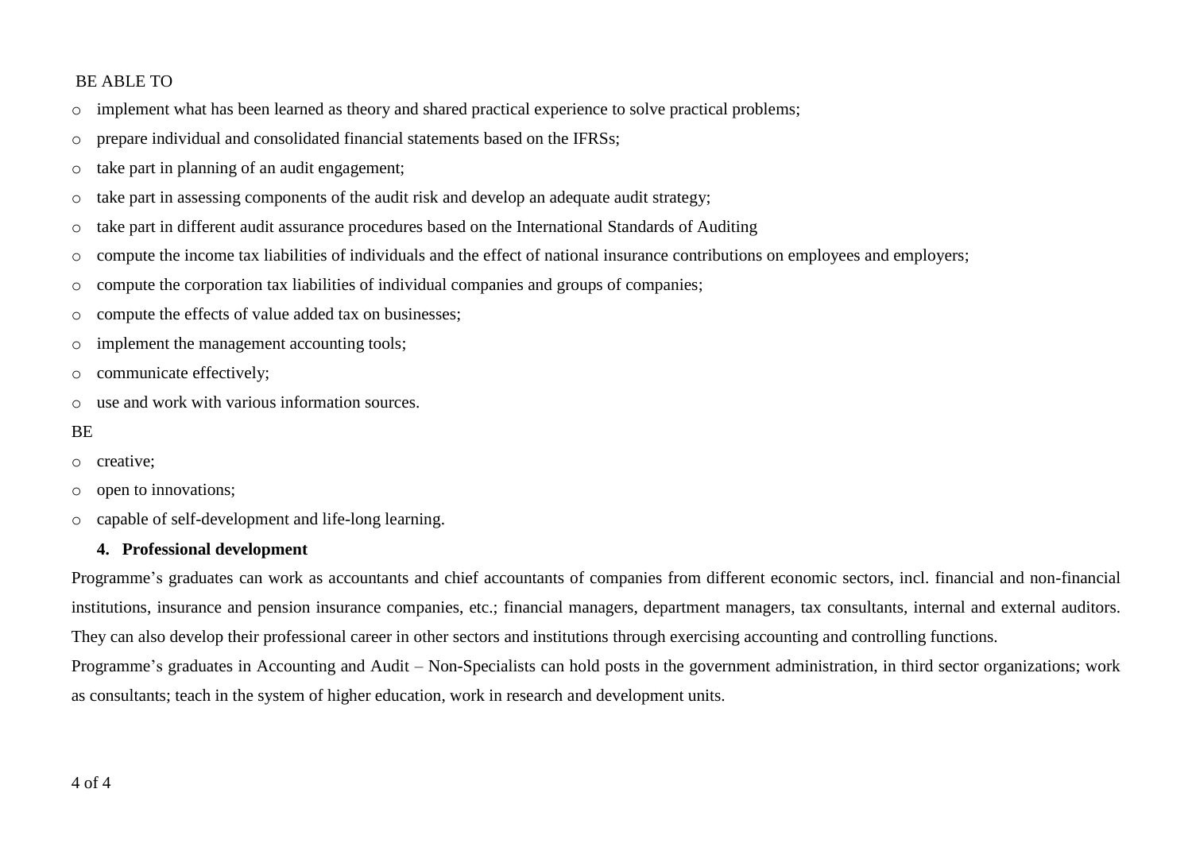BE ABLE TO

- implement what has been learned as theory and shared practical experience to solve practical problems;
- prepare individual and consolidated financial statements based on the IFRSs;
- take part in planning of an audit engagement;
- take part in assessing components of the audit risk and develop an adequate audit strategy;
- take part in different audit assurance procedures based on the International Standards of Auditing
- compute the income tax liabilities of individuals and the effect of national insurance contributions on employees and employers;
- compute the corporation tax liabilities of individual companies and groups of companies;
- compute the effects of value added tax on businesses;
- implement the management accounting tools;
- communicate effectively;
- use and work with various information sources.

BE

- creative;
- open to innovations;
- capable of self-development and life-long learning.

## 4. Professional development

Programme's graduates can work as accountants and chief accountants of companies from different economic sectors, incl. financial and non-financial institutions, insurance and pension insurance companies, etc.; financial managers, department managers, tax consultants, internal and external auditors. They can also develop their professional career in other sectors and institutions through exercising accounting and controlling functions.

Programme's graduates in Accounting and Audit – Non-Specialists can hold posts in the government administration, in third sector organizations; work as consultants; teach in the system of higher education, work in research and development units.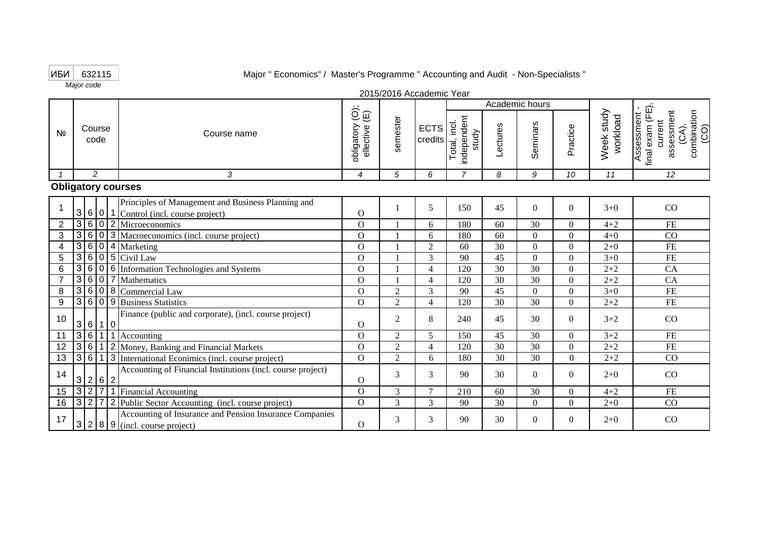| ИБИ | 632115 |
|---|---|

*Major code*

Major " Economics" / Master's Programme " Accounting and Audit - Non-Specialists "

2015/2016 Accademic Year

| № | Course code | Course name | obligatory (O); ellective (E) | semester | ECTS credits | Academic hours | | | | Week study workload | Assessment - final exam (FE), current assessment (CA), combination (CO) |
|---|---|---|---|---|---|---|---|---|---|---|---|
| | | | | | | Total, incl. independent study | Lectures | Seminars | Practice | | |
| 1 | 2 | 3 | 4 | 5 | 6 | 7 | 8 | 9 | 10 | 11 | 12 |
| **Obligatory courses** | | | | | | | | | | | |
| 1 | 3601 | Principles of Management and Business Planning and Control (incl. course project) | O | 1 | 5 | 150 | 45 | 0 | 0 | 3+0 | CO |
| 2 | 3602 | Microeconomics | O | 1 | 6 | 180 | 60 | 30 | 0 | 4+2 | FE |
| 3 | 3603 | Macroeconomics (incl. course project) | O | 1 | 6 | 180 | 60 | 0 | 0 | 4+0 | CO |
| 4 | 3604 | Marketing | O | 1 | 2 | 60 | 30 | 0 | 0 | 2+0 | FE |
| 5 | 3605 | Civil Law | O | 1 | 3 | 90 | 45 | 0 | 0 | 3+0 | FE |
| 6 | 3606 | Information Technologies and Systems | O | 1 | 4 | 120 | 30 | 30 | 0 | 2+2 | CA |
| 7 | 3607 | Mathematics | O | 1 | 4 | 120 | 30 | 30 | 0 | 2+2 | CA |
| 8 | 3608 | Commercial Law | O | 2 | 3 | 90 | 45 | 0 | 0 | 3+0 | FE |
| 9 | 3609 | Business Statistics | O | 2 | 4 | 120 | 30 | 30 | 0 | 2+2 | FE |
| 10 | 3610 | Finance (public and corporate), (incl. course project) | O | 2 | 8 | 240 | 45 | 30 | 0 | 3+2 | CO |
| 11 | 3611 | Accounting | O | 2 | 5 | 150 | 45 | 30 | 0 | 3+2 | FE |
| 12 | 3612 | Money, Banking and Financial Markets | O | 2 | 4 | 120 | 30 | 30 | 0 | 2+2 | FE |
| 13 | 3613 | International Econimics (incl. course project) | O | 2 | 6 | 180 | 30 | 30 | 0 | 2+2 | CO |
| 14 | 3262 | Accounting of Financial Institutions (incl. course project) | O | 3 | 3 | 90 | 30 | 0 | 0 | 2+0 | CO |
| 15 | 3271 | Financial Accounting | O | 3 | 7 | 210 | 60 | 30 | 0 | 4+2 | FE |
| 16 | 3272 | Public Sector Accounting (incl. course project) | O | 3 | 3 | 90 | 30 | 0 | 0 | 2+0 | CO |
| 17 | 3289 | Accounting of Insurance and Pension Insurance Companies (incl. course project) | O | 3 | 3 | 90 | 30 | 0 | 0 | 2+0 | CO |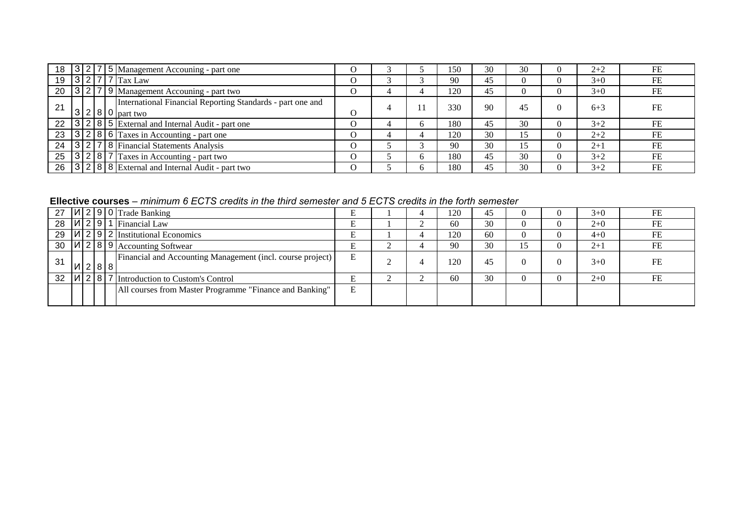| | | | | | | | | | | | | | | |
|---|---|---|---|---|---|---|---|---|---|---|---|---|---|---|
| 18 | 3 | 2 | 7 | 5 | Management Accouning - part one | O | 3 | 5 | 150 | 30 | 30 | 0 | 2+2 | FE |
| 19 | 3 | 2 | 7 | 7 | Tax Law | O | 3 | 3 | 90 | 45 | 0 | 0 | 3+0 | FE |
| 20 | 3 | 2 | 7 | 9 | Management Accouning - part two | O | 4 | 4 | 120 | 45 | 0 | 0 | 3+0 | FE |
| 21 | 3 | 2 | 8 | 0 | International Financial Reporting Standards - part one and part two | O | 4 | 11 | 330 | 90 | 45 | 0 | 6+3 | FE |
| 22 | 3 | 2 | 8 | 5 | External and Internal Audit - part one | O | 4 | 6 | 180 | 45 | 30 | 0 | 3+2 | FE |
| 23 | 3 | 2 | 8 | 6 | Taxes in Accounting - part one | O | 4 | 4 | 120 | 30 | 15 | 0 | 2+2 | FE |
| 24 | 3 | 2 | 7 | 8 | Financial Statements Analysis | O | 5 | 3 | 90 | 30 | 15 | 0 | 2+1 | FE |
| 25 | 3 | 2 | 8 | 7 | Taxes in Accounting - part two | O | 5 | 6 | 180 | 45 | 30 | 0 | 3+2 | FE |
| 26 | 3 | 2 | 8 | 8 | External and Internal Audit - part two | O | 5 | 6 | 180 | 45 | 30 | 0 | 3+2 | FE |

**Effective courses** – *minimum 6 ECTS credits in the third semester and 5 ECTS credits in the forth semester*

| | | | | | | | | | | | | | | |
|---|---|---|---|---|---|---|---|---|---|---|---|---|---|---|
| 27 | И | 2 | 9 | 0 | Trade Banking | E | 1 | 4 | 120 | 45 | 0 | 0 | 3+0 | FE |
| 28 | И | 2 | 9 | 1 | Financial Law | E | 1 | 2 | 60 | 30 | 0 | 0 | 2+0 | FE |
| 29 | И | 2 | 9 | 2 | Institutional Economics | E | 1 | 4 | 120 | 60 | 0 | 0 | 4+0 | FE |
| 30 | И | 2 | 8 | 9 | Accounting Softwear | E | 2 | 4 | 90 | 30 | 15 | 0 | 2+1 | FE |
| 31 | И | 2 | 8 | 8 | Financial and Accounting Management (incl. course project) | E | 2 | 4 | 120 | 45 | 0 | 0 | 3+0 | FE |
| 32 | И | 2 | 8 | 7 | Introduction to Custom's Control | E | 2 | 2 | 60 | 30 | 0 | 0 | 2+0 | FE |
| | | | | | All courses from Master Programme "Finance and Banking" | E | | | | | | | | |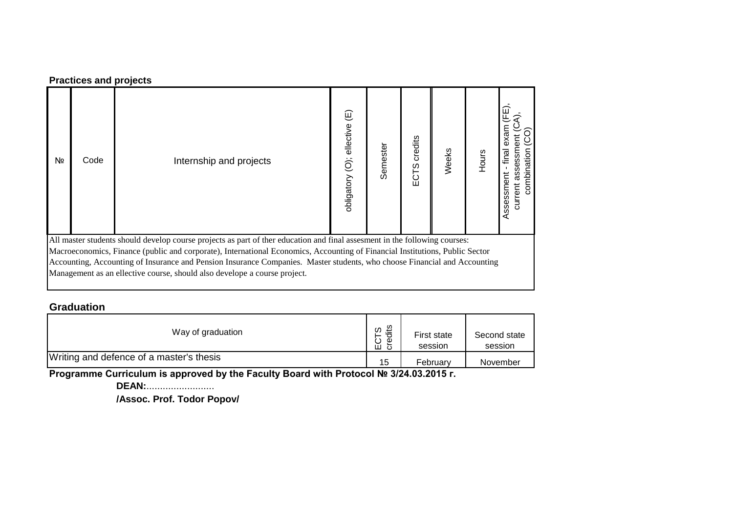**Practices and projects**

| № | Code | Internship and projects | obligatory (O); ellective (E) | Semester | ECTS credits | Weeks | Hours | Assessment - final exam (FE), current assessment (CA), combination (CO) |
|---|---|---|---|---|---|---|---|---|
| All master students should develop course projects as part of ther education and final assesment in the following courses: Macroeconomics, Finance (public and corporate), International Economics, Accounting of Financial Institutions, Public Sector Accounting, Accounting of Insurance and Pension Insurance Companies. Master students, who choose Financial and Accounting Management as an ellective course, should also develope a course project. | | | | | | | | |

**Graduation**

| Way of graduation | ECTS credits | First state session | Second state session |
|---|---|---|---|
| Writing and defence of a master's thesis | 15 | February | November |

**Programme Curriculum is approved by the Faculty Board with Protocol № 3/24.03.2015 г.**

**DEAN:**.........................

**/Assoc. Prof. Todor Popov/**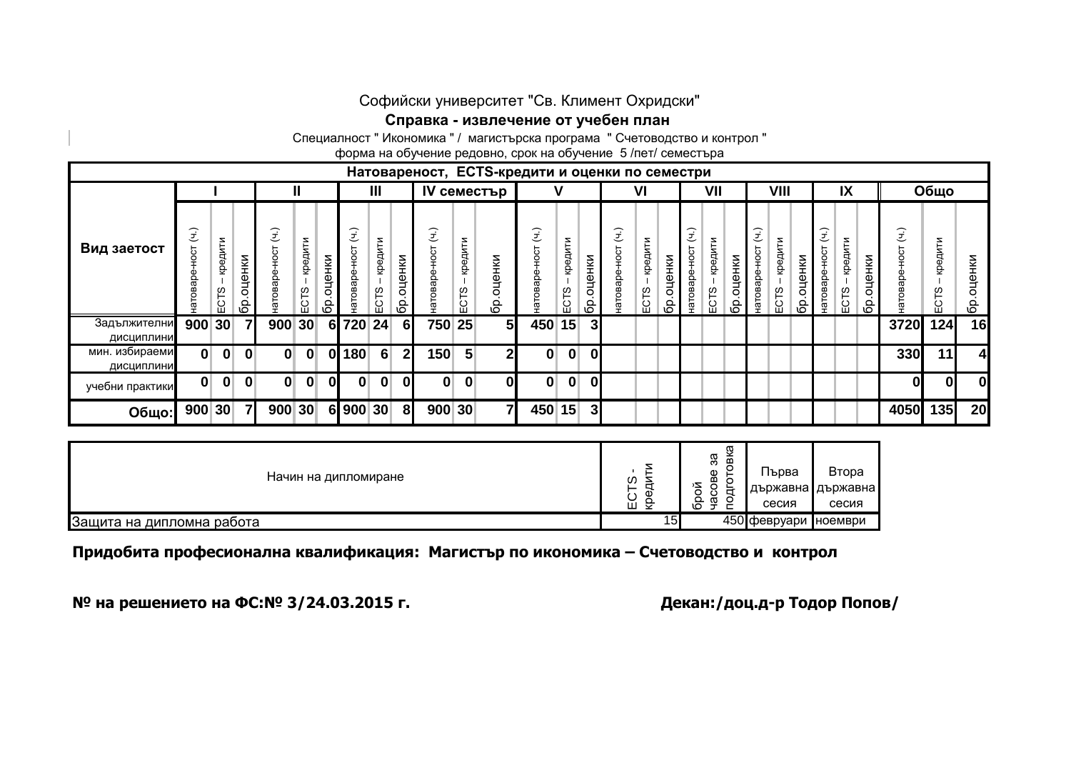Софийски университет "Св. Климент Охридски"

**Справка - извлечение от учебен план**

Специалност " Икономика " / магистърска програма " Счетоводство и контрол "

форма на обучение редовно, срок на обучение 5 /пет/ семестъра

| Натовареност, ECTS-кредити и оценки по семестри | | | | | | | | | | | | | | | | | | | | | | | | | | | | | | |
|---|---|---|---|---|---|---|---|---|---|---|---|---|---|---|---|---|---|---|---|---|---|---|---|---|---|---|---|---|---|---|
| | I | | | II | | | III | | | IV семестър | | | V | | | VI | | | VII | | | VIII | | | IX | | | Общо | | |
| Вид заетост | натоваре-ност (ч.) | ECTS – кредити | бр.оценки | натоваре-ност (ч.) | ECTS – кредити | бр.оценки | натоваре-ност (ч.) | ECTS – кредити | бр.оценки | натоваре-ност (ч.) | ECTS – кредити | бр.оценки | натоваре-ност (ч.) | ECTS – кредити | бр.оценки | натоваре-ност (ч.) | ECTS – кредити | бр.оценки | натоваре-ност (ч.) | ECTS – кредити | бр.оценки | натоваре-ност (ч.) | ECTS – кредити | бр.оценки | натоваре-ност (ч.) | ECTS – кредити | бр.оценки | натоваре-ност (ч.) | ECTS – кредити | бр.оценки |
| Задължителни дисциплини | 900 | 30 | 7 | 900 | 30 | 6 | 720 | 24 | 6 | 750 | 25 | 5 | 450 | 15 | 3 | | | | | | | | | | | | | 3720 | 124 | 16 |
| мин. избираеми дисциплини | 0 | 0 | 0 | 0 | 0 | 0 | 180 | 6 | 2 | 150 | 5 | 2 | 0 | 0 | 0 | | | | | | | | | | | | | 330 | 11 | 4 |
| учебни практики | 0 | 0 | 0 | 0 | 0 | 0 | 0 | 0 | 0 | 0 | 0 | 0 | 0 | 0 | 0 | | | | | | | | | | | | | 0 | 0 | 0 |
| **Общо:** | 900 | 30 | 7 | 900 | 30 | 6 | 900 | 30 | 8 | 900 | 30 | 7 | 450 | 15 | 3 | | | | | | | | | | | | | 4050 | 135 | 20 |

| Начин на дипломиране | ECTS - кредити | брой часове за подготовка | Първа държавна сесия | Втора държавна сесия |
|---|---|---|---|---|
| Защита на дипломна работа | 15 | 450 | февруари | ноември |

**Придобита професионална квалификация: Магистър по икономика – Счетоводство и контрол**

**№ на решението на ФС:№ 3/24.03.2015 г.** **Декан:/доц.д-р Тодор Попов/**